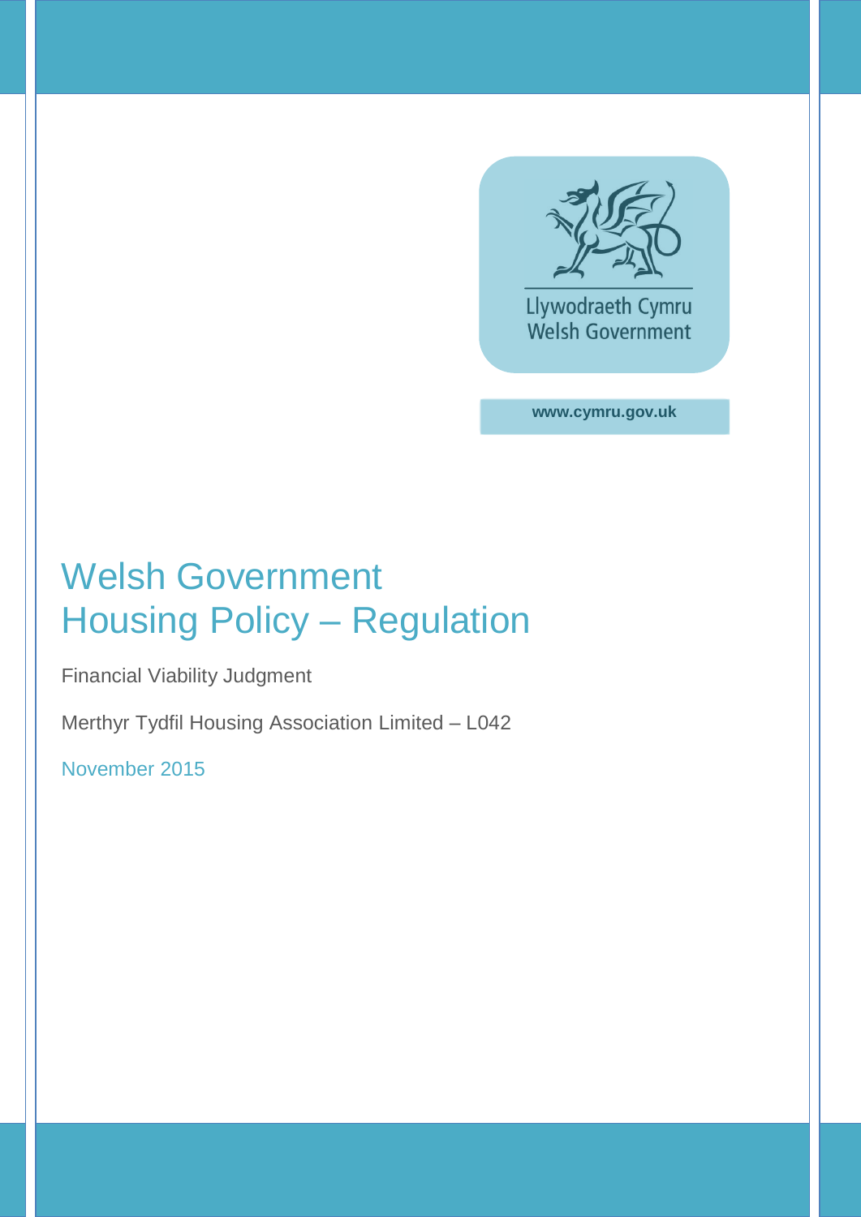Llywodraeth Cymru
Welsh Government

www.cymru.gov.uk

# Welsh Government
# Housing Policy – Regulation

Financial Viability Judgment

Merthyr Tydfil Housing Association Limited – L042

November 2015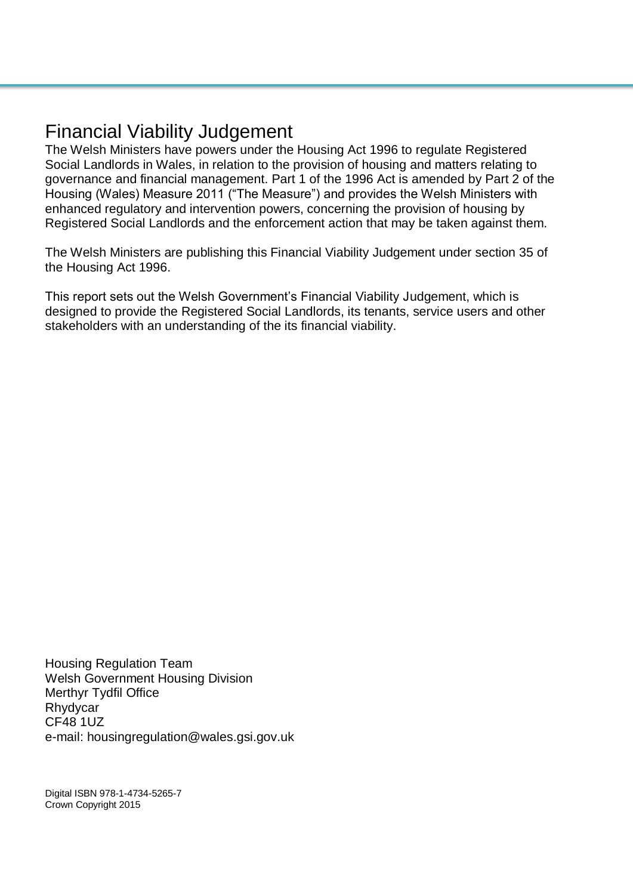# Financial Viability Judgement

The Welsh Ministers have powers under the Housing Act 1996 to regulate Registered Social Landlords in Wales, in relation to the provision of housing and matters relating to governance and financial management. Part 1 of the 1996 Act is amended by Part 2 of the Housing (Wales) Measure 2011 ("The Measure") and provides the Welsh Ministers with enhanced regulatory and intervention powers, concerning the provision of housing by Registered Social Landlords and the enforcement action that may be taken against them.

The Welsh Ministers are publishing this Financial Viability Judgement under section 35 of the Housing Act 1996.

This report sets out the Welsh Government's Financial Viability Judgement, which is designed to provide the Registered Social Landlords, its tenants, service users and other stakeholders with an understanding of the its financial viability.

Housing Regulation Team
Welsh Government Housing Division
Merthyr Tydfil Office
Rhydycar
CF48 1UZ
e-mail: housingregulation@wales.gsi.gov.uk

Digital ISBN 978-1-4734-5265-7
Crown Copyright 2015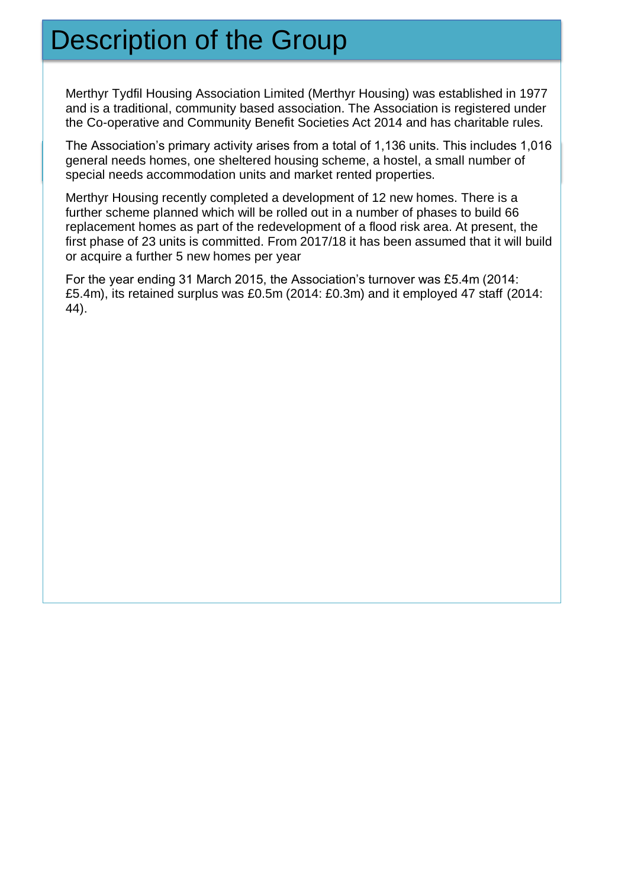# Description of the Group

Merthyr Tydfil Housing Association Limited (Merthyr Housing) was established in 1977 and is a traditional, community based association. The Association is registered under the Co-operative and Community Benefit Societies Act 2014 and has charitable rules.

The Association's primary activity arises from a total of 1,136 units. This includes 1,016 general needs homes, one sheltered housing scheme, a hostel, a small number of special needs accommodation units and market rented properties.

Merthyr Housing recently completed a development of 12 new homes. There is a further scheme planned which will be rolled out in a number of phases to build 66 replacement homes as part of the redevelopment of a flood risk area. At present, the first phase of 23 units is committed. From 2017/18 it has been assumed that it will build or acquire a further 5 new homes per year

For the year ending 31 March 2015, the Association's turnover was £5.4m (2014: £5.4m), its retained surplus was £0.5m (2014: £0.3m) and it employed 47 staff (2014: 44).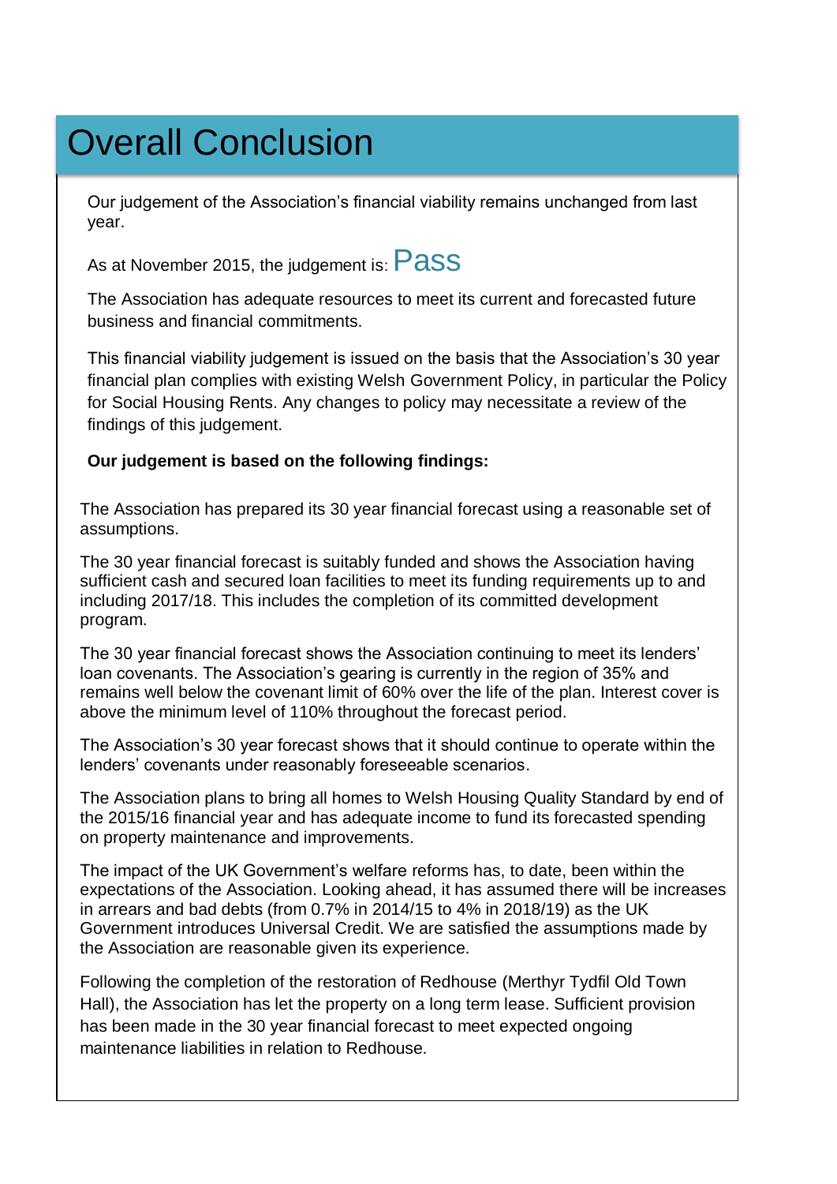# Overall Conclusion

Our judgement of the Association's financial viability remains unchanged from last year.

As at November 2015, the judgement is: **Pass**

The Association has adequate resources to meet its current and forecasted future business and financial commitments.

This financial viability judgement is issued on the basis that the Association's 30 year financial plan complies with existing Welsh Government Policy, in particular the Policy for Social Housing Rents. Any changes to policy may necessitate a review of the findings of this judgement.

**Our judgement is based on the following findings:**

The Association has prepared its 30 year financial forecast using a reasonable set of assumptions.

The 30 year financial forecast is suitably funded and shows the Association having sufficient cash and secured loan facilities to meet its funding requirements up to and including 2017/18. This includes the completion of its committed development program.

The 30 year financial forecast shows the Association continuing to meet its lenders' loan covenants. The Association's gearing is currently in the region of 35% and remains well below the covenant limit of 60% over the life of the plan. Interest cover is above the minimum level of 110% throughout the forecast period.

The Association's 30 year forecast shows that it should continue to operate within the lenders' covenants under reasonably foreseeable scenarios.

The Association plans to bring all homes to Welsh Housing Quality Standard by end of the 2015/16 financial year and has adequate income to fund its forecasted spending on property maintenance and improvements.

The impact of the UK Government's welfare reforms has, to date, been within the expectations of the Association. Looking ahead, it has assumed there will be increases in arrears and bad debts (from 0.7% in 2014/15 to 4% in 2018/19) as the UK Government introduces Universal Credit. We are satisfied the assumptions made by the Association are reasonable given its experience.

Following the completion of the restoration of Redhouse (Merthyr Tydfil Old Town Hall), the Association has let the property on a long term lease. Sufficient provision has been made in the 30 year financial forecast to meet expected ongoing maintenance liabilities in relation to Redhouse.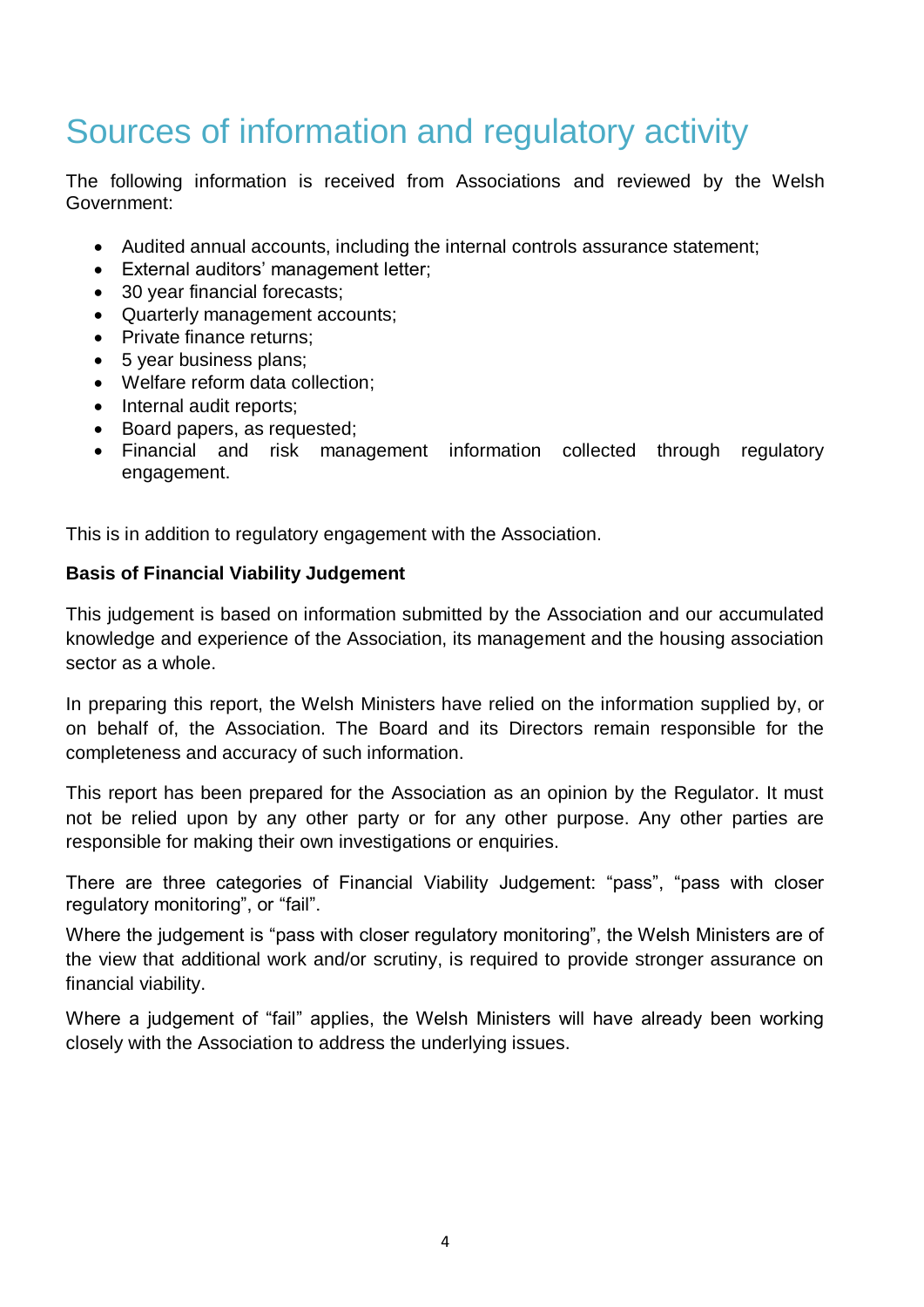# Sources of information and regulatory activity

The following information is received from Associations and reviewed by the Welsh Government:

- Audited annual accounts, including the internal controls assurance statement;
- External auditors' management letter;
- 30 year financial forecasts;
- Quarterly management accounts;
- Private finance returns;
- 5 year business plans;
- Welfare reform data collection;
- Internal audit reports;
- Board papers, as requested;
- Financial and risk management information collected through regulatory engagement.

This is in addition to regulatory engagement with the Association.

**Basis of Financial Viability Judgement**

This judgement is based on information submitted by the Association and our accumulated knowledge and experience of the Association, its management and the housing association sector as a whole.

In preparing this report, the Welsh Ministers have relied on the information supplied by, or on behalf of, the Association. The Board and its Directors remain responsible for the completeness and accuracy of such information.

This report has been prepared for the Association as an opinion by the Regulator. It must not be relied upon by any other party or for any other purpose. Any other parties are responsible for making their own investigations or enquiries.

There are three categories of Financial Viability Judgement: "pass", "pass with closer regulatory monitoring", or "fail".

Where the judgement is "pass with closer regulatory monitoring", the Welsh Ministers are of the view that additional work and/or scrutiny, is required to provide stronger assurance on financial viability.

Where a judgement of "fail" applies, the Welsh Ministers will have already been working closely with the Association to address the underlying issues.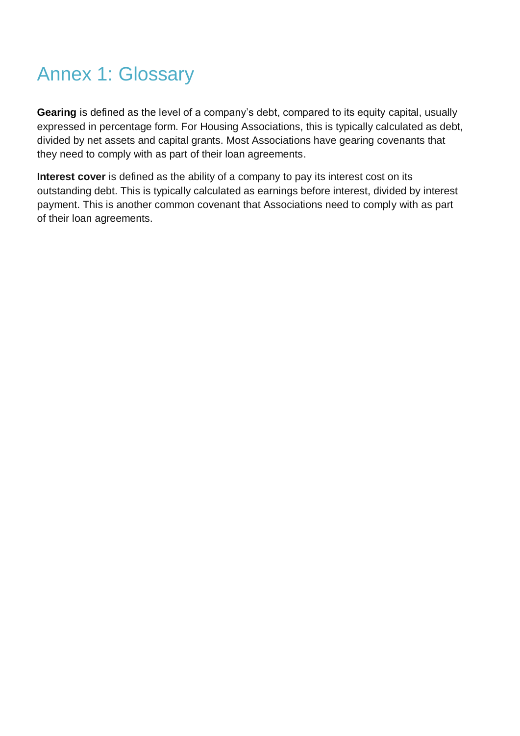# Annex 1: Glossary

**Gearing** is defined as the level of a company's debt, compared to its equity capital, usually expressed in percentage form. For Housing Associations, this is typically calculated as debt, divided by net assets and capital grants. Most Associations have gearing covenants that they need to comply with as part of their loan agreements.

**Interest cover** is defined as the ability of a company to pay its interest cost on its outstanding debt. This is typically calculated as earnings before interest, divided by interest payment. This is another common covenant that Associations need to comply with as part of their loan agreements.